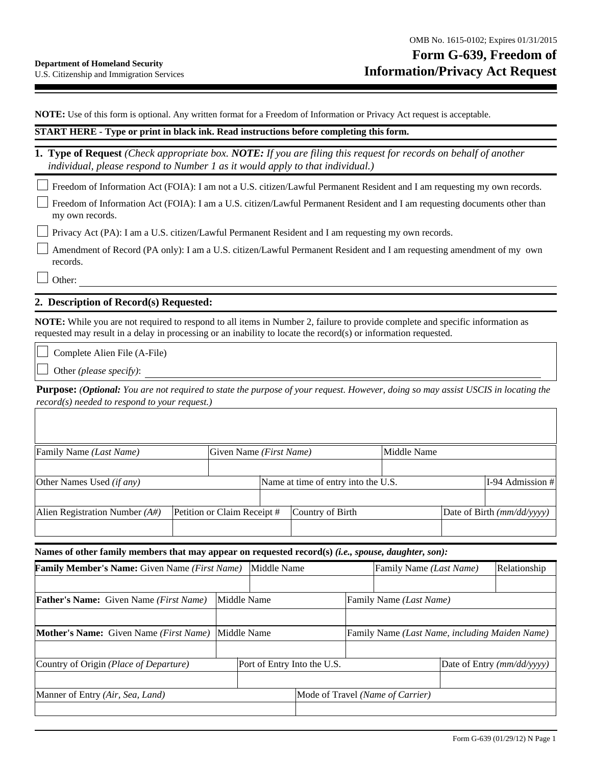OMB No. 1615-0102; Expires 01/31/2015

**Department of Homeland Security**
U.S. Citizenship and Immigration Services

# Form G-639, Freedom of Information/Privacy Act Request

**NOTE:** Use of this form is optional. Any written format for a Freedom of Information or Privacy Act request is acceptable.

**START HERE - Type or print in black ink. Read instructions before completing this form.**

## 1. Type of Request *(Check appropriate box. **NOTE:** If you are filing this request for records on behalf of another individual, please respond to Number 1 as it would apply to that individual.)*

☐ Freedom of Information Act (FOIA): I am not a U.S. citizen/Lawful Permanent Resident and I am requesting my own records.

☐ Freedom of Information Act (FOIA): I am a U.S. citizen/Lawful Permanent Resident and I am requesting documents other than my own records.

☐ Privacy Act (PA): I am a U.S. citizen/Lawful Permanent Resident and I am requesting my own records.

☐ Amendment of Record (PA only): I am a U.S. citizen/Lawful Permanent Resident and I am requesting amendment of my own records.

☐ Other: ______________________________

## 2. Description of Record(s) Requested:

**NOTE:** While you are not required to respond to all items in Number 2, failure to provide complete and specific information as requested may result in a delay in processing or an inability to locate the record(s) or information requested.

☐ Complete Alien File (A-File)

☐ Other *(please specify)*: ______________________________

**Purpose:** *(**Optional:** You are not required to state the purpose of your request. However, doing so may assist USCIS in locating the record(s) needed to respond to your request.)*

| Family Name *(Last Name)* | Given Name *(First Name)* | Middle Name |
|---|---|---|
| | | |

| Other Names Used *(if any)* | Name at time of entry into the U.S. | I-94 Admission # |
|---|---|---|
| | | |

| Alien Registration Number *(A#)* | Petition or Claim Receipt # | Country of Birth | Date of Birth *(mm/dd/yyyy)* |
|---|---|---|---|
| | | | |

**Names of other family members that may appear on requested record(s) *(i.e., spouse, daughter, son)*:**

| **Family Member's Name:** Given Name *(First Name)* | Middle Name | Family Name *(Last Name)* | Relationship |
|---|---|---|---|
| | | | |

| **Father's Name:** Given Name *(First Name)* | Middle Name | Family Name *(Last Name)* |
|---|---|---|
| | | |

| **Mother's Name:** Given Name *(First Name)* | Middle Name | Family Name *(Last Name, including Maiden Name)* |
|---|---|---|
| | | |

| Country of Origin *(Place of Departure)* | Port of Entry Into the U.S. | Date of Entry *(mm/dd/yyyy)* |
|---|---|---|
| | | |

| Manner of Entry *(Air, Sea, Land)* | Mode of Travel *(Name of Carrier)* |
|---|---|
| | |

Form G-639 (01/29/12) N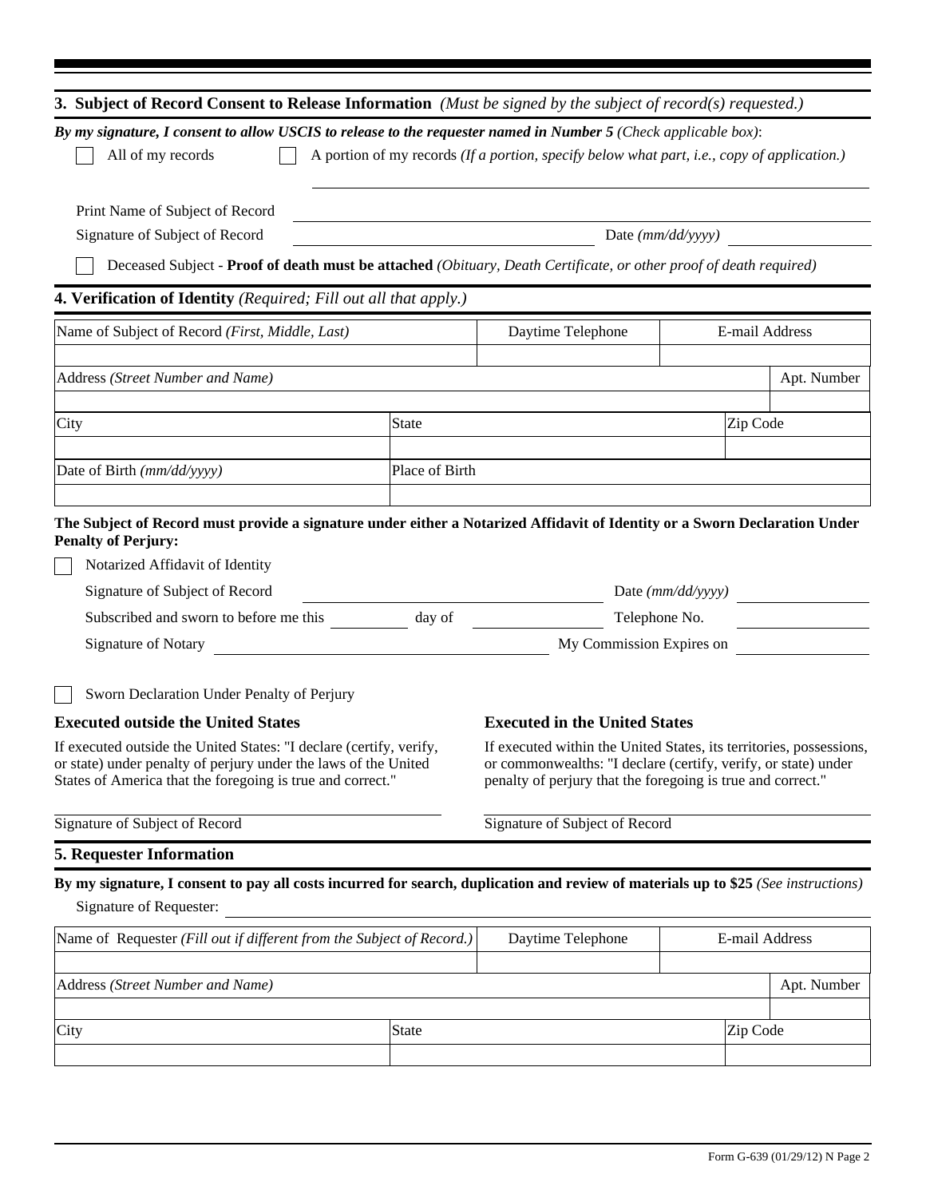## 3. Subject of Record Consent to Release Information *(Must be signed by the subject of record(s) requested.)*

***By my signature, I consent to allow USCIS to release to the requester named in Number 5*** *(Check applicable box)*:

☐ All of my records ☐ A portion of my records *(If a portion, specify below what part, i.e., copy of application.)*

\_\_\_\_\_\_\_\_\_\_\_\_\_\_\_\_\_\_\_\_\_\_\_\_\_\_\_\_\_\_\_\_\_\_\_\_\_\_\_\_

Print Name of Subject of Record \_\_\_\_\_\_\_\_\_\_\_\_\_\_\_\_\_\_\_\_\_\_\_\_\_\_\_\_\_\_\_\_\_\_\_\_\_\_\_\_

Signature of Subject of Record \_\_\_\_\_\_\_\_\_\_\_\_\_\_\_\_\_\_\_\_\_\_\_\_ Date *(mm/dd/yyyy)* \_\_\_\_\_\_\_\_\_\_\_\_

☐ Deceased Subject - **Proof of death must be attached** *(Obituary, Death Certificate, or other proof of death required)*

## 4. Verification of Identity *(Required; Fill out all that apply.)*

| Name of Subject of Record *(First, Middle, Last)* | Daytime Telephone | E-mail Address |
|---|---|---|
| | | |

| Address *(Street Number and Name)* | Apt. Number |
|---|---|
| | |

| City | State | Zip Code |
|---|---|---|
| | | |

| Date of Birth *(mm/dd/yyyy)* | Place of Birth |
|---|---|
| | |

**The Subject of Record must provide a signature under either a Notarized Affidavit of Identity or a Sworn Declaration Under Penalty of Perjury:**

☐ Notarized Affidavit of Identity

Signature of Subject of Record \_\_\_\_\_\_\_\_\_\_\_\_\_\_\_\_\_\_\_\_\_\_\_\_ Date *(mm/dd/yyyy)* \_\_\_\_\_\_\_\_\_\_\_\_

Subscribed and sworn to before me this \_\_\_\_\_\_\_\_ day of \_\_\_\_\_\_\_\_\_\_\_\_ Telephone No. \_\_\_\_\_\_\_\_\_\_\_\_

Signature of Notary \_\_\_\_\_\_\_\_\_\_\_\_\_\_\_\_\_\_\_\_\_\_\_\_ My Commission Expires on \_\_\_\_\_\_\_\_\_\_\_\_

☐ Sworn Declaration Under Penalty of Perjury

**Executed outside the United States**

If executed outside the United States: "I declare (certify, verify, or state) under penalty of perjury under the laws of the United States of America that the foregoing is true and correct."

\_\_\_\_\_\_\_\_\_\_\_\_\_\_\_\_\_\_\_\_\_\_\_\_\_\_\_\_\_\_\_\_
Signature of Subject of Record

**Executed in the United States**

If executed within the United States, its territories, possessions, or commonwealths: "I declare (certify, verify, or state) under penalty of perjury that the foregoing is true and correct."

\_\_\_\_\_\_\_\_\_\_\_\_\_\_\_\_\_\_\_\_\_\_\_\_\_\_\_\_\_\_\_\_
Signature of Subject of Record

## 5. Requester Information

**By my signature, I consent to pay all costs incurred for search, duplication and review of materials up to $25** *(See instructions)*

Signature of Requester: \_\_\_\_\_\_\_\_\_\_\_\_\_\_\_\_\_\_\_\_\_\_\_\_\_\_\_\_\_\_\_\_\_\_\_\_\_\_\_\_

| Name of Requester *(Fill out if different from the Subject of Record.)* | Daytime Telephone | E-mail Address |
|---|---|---|
| | | |

| Address *(Street Number and Name)* | Apt. Number |
|---|---|
| | |

| City | State | Zip Code |
|---|---|---|
| | | |

Form G-639 (01/29/12) N Page 2